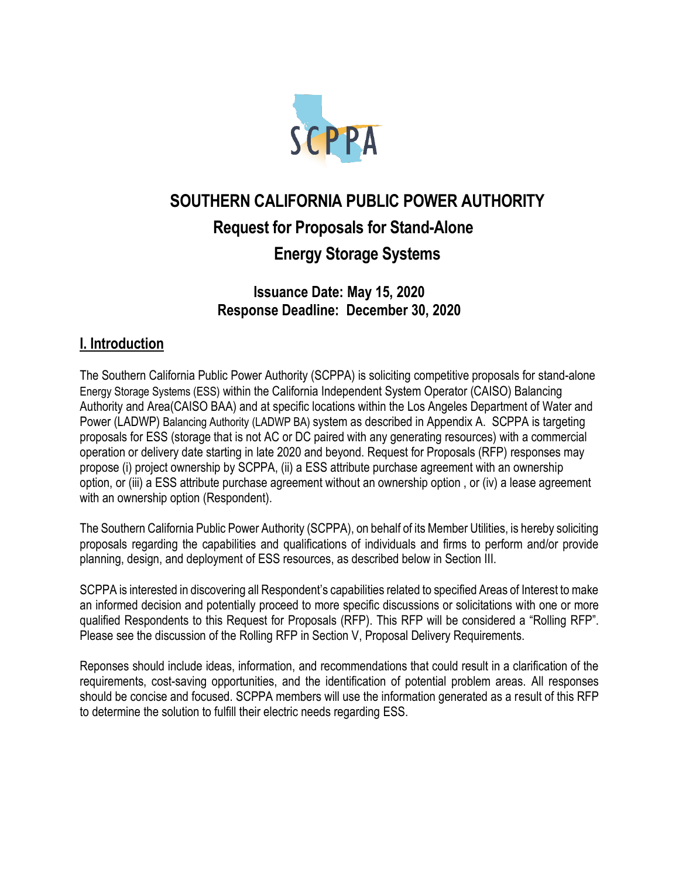# SOUTHERN CALIFORNIA PUBLIC POWER AUTHORITY

## Request for Proposals for Stand-Alone Energy Storage Systems

**Issuance Date: May 15, 2020**
**Response Deadline: December 30, 2020**

## I. Introduction

The Southern California Public Power Authority (SCPPA) is soliciting competitive proposals for stand-alone Energy Storage Systems (ESS) within the California Independent System Operator (CAISO) Balancing Authority and Area(CAISO BAA) and at specific locations within the Los Angeles Department of Water and Power (LADWP) Balancing Authority (LADWP BA) system as described in Appendix A. SCPPA is targeting proposals for ESS (storage that is not AC or DC paired with any generating resources) with a commercial operation or delivery date starting in late 2020 and beyond. Request for Proposals (RFP) responses may propose (i) project ownership by SCPPA, (ii) a ESS attribute purchase agreement with an ownership option, or (iii) a ESS attribute purchase agreement without an ownership option , or (iv) a lease agreement with an ownership option (Respondent).

The Southern California Public Power Authority (SCPPA), on behalf of its Member Utilities, is hereby soliciting proposals regarding the capabilities and qualifications of individuals and firms to perform and/or provide planning, design, and deployment of ESS resources, as described below in Section III.

SCPPA is interested in discovering all Respondent's capabilities related to specified Areas of Interest to make an informed decision and potentially proceed to more specific discussions or solicitations with one or more qualified Respondents to this Request for Proposals (RFP). This RFP will be considered a "Rolling RFP". Please see the discussion of the Rolling RFP in Section V, Proposal Delivery Requirements.

Reponses should include ideas, information, and recommendations that could result in a clarification of the requirements, cost-saving opportunities, and the identification of potential problem areas. All responses should be concise and focused. SCPPA members will use the information generated as a result of this RFP to determine the solution to fulfill their electric needs regarding ESS.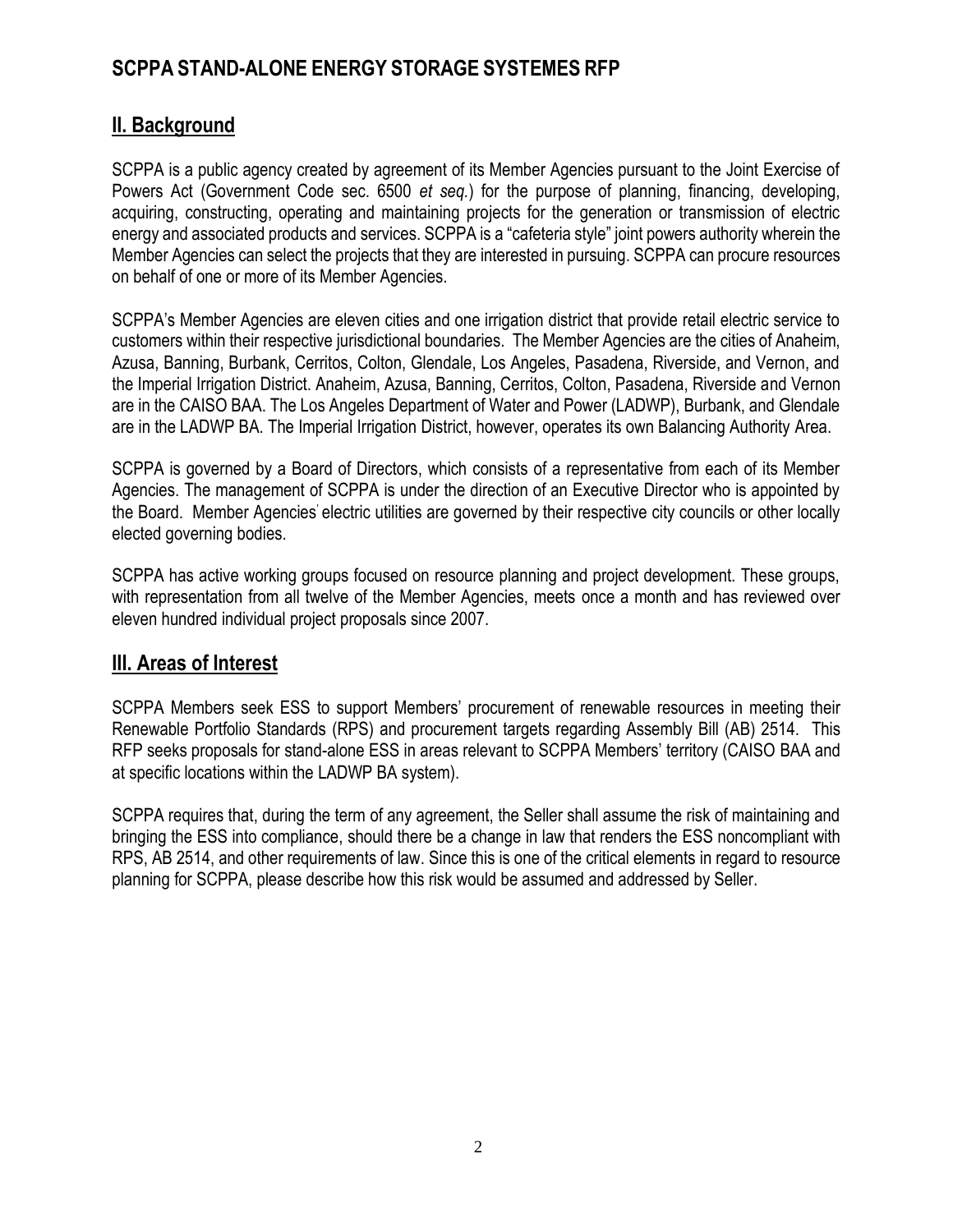# SCPPA STAND-ALONE ENERGY STORAGE SYSTEMES RFP

## II. Background

SCPPA is a public agency created by agreement of its Member Agencies pursuant to the Joint Exercise of Powers Act (Government Code sec. 6500 *et seq.*) for the purpose of planning, financing, developing, acquiring, constructing, operating and maintaining projects for the generation or transmission of electric energy and associated products and services. SCPPA is a "cafeteria style" joint powers authority wherein the Member Agencies can select the projects that they are interested in pursuing. SCPPA can procure resources on behalf of one or more of its Member Agencies.

SCPPA's Member Agencies are eleven cities and one irrigation district that provide retail electric service to customers within their respective jurisdictional boundaries. The Member Agencies are the cities of Anaheim, Azusa, Banning, Burbank, Cerritos, Colton, Glendale, Los Angeles, Pasadena, Riverside, and Vernon, and the Imperial Irrigation District. Anaheim, Azusa, Banning, Cerritos, Colton, Pasadena, Riverside and Vernon are in the CAISO BAA. The Los Angeles Department of Water and Power (LADWP), Burbank, and Glendale are in the LADWP BA. The Imperial Irrigation District, however, operates its own Balancing Authority Area.

SCPPA is governed by a Board of Directors, which consists of a representative from each of its Member Agencies. The management of SCPPA is under the direction of an Executive Director who is appointed by the Board. Member Agencies' electric utilities are governed by their respective city councils or other locally elected governing bodies.

SCPPA has active working groups focused on resource planning and project development. These groups, with representation from all twelve of the Member Agencies, meets once a month and has reviewed over eleven hundred individual project proposals since 2007.

## III. Areas of Interest

SCPPA Members seek ESS to support Members' procurement of renewable resources in meeting their Renewable Portfolio Standards (RPS) and procurement targets regarding Assembly Bill (AB) 2514. This RFP seeks proposals for stand-alone ESS in areas relevant to SCPPA Members' territory (CAISO BAA and at specific locations within the LADWP BA system).

SCPPA requires that, during the term of any agreement, the Seller shall assume the risk of maintaining and bringing the ESS into compliance, should there be a change in law that renders the ESS noncompliant with RPS, AB 2514, and other requirements of law. Since this is one of the critical elements in regard to resource planning for SCPPA, please describe how this risk would be assumed and addressed by Seller.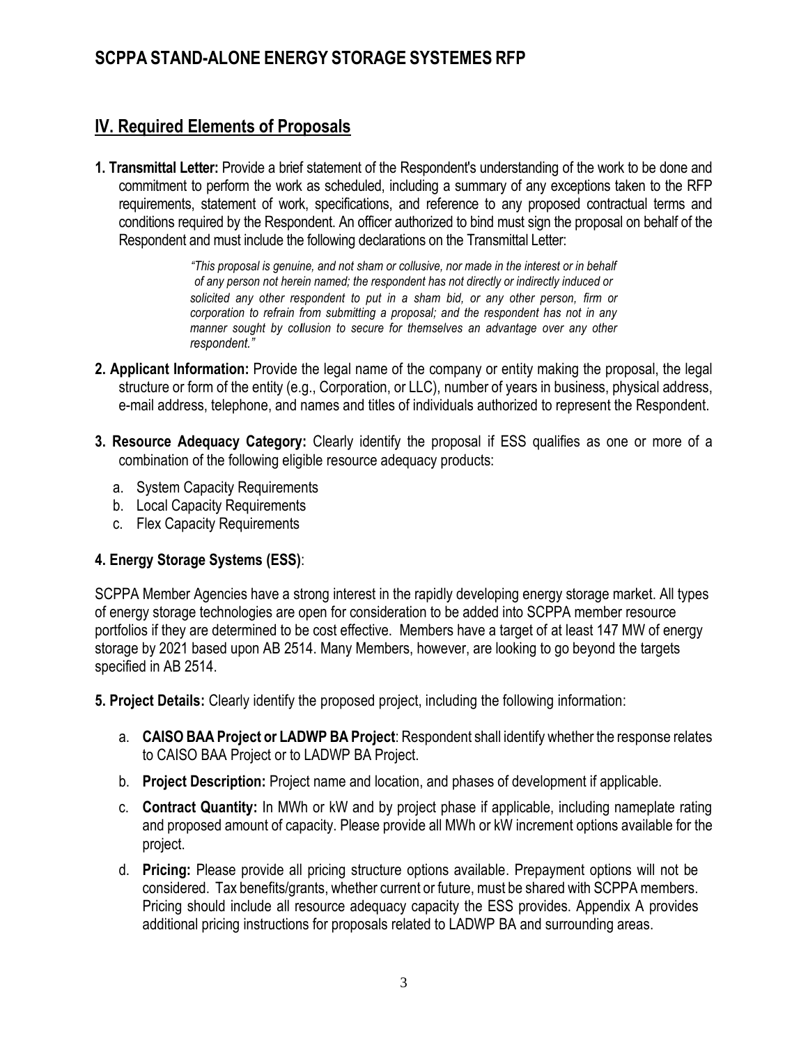## IV. Required Elements of Proposals

**1. Transmittal Letter:** Provide a brief statement of the Respondent's understanding of the work to be done and commitment to perform the work as scheduled, including a summary of any exceptions taken to the RFP requirements, statement of work, specifications, and reference to any proposed contractual terms and conditions required by the Respondent. An officer authorized to bind must sign the proposal on behalf of the Respondent and must include the following declarations on the Transmittal Letter:

> *"This proposal is genuine, and not sham or collusive, nor made in the interest or in behalf of any person not herein named; the respondent has not directly or indirectly induced or solicited any other respondent to put in a sham bid, or any other person, firm or corporation to refrain from submitting a proposal; and the respondent has not in any manner sought by collusion to secure for themselves an advantage over any other respondent."*

**2. Applicant Information:** Provide the legal name of the company or entity making the proposal, the legal structure or form of the entity (e.g., Corporation, or LLC), number of years in business, physical address, e-mail address, telephone, and names and titles of individuals authorized to represent the Respondent.

**3. Resource Adequacy Category:** Clearly identify the proposal if ESS qualifies as one or more of a combination of the following eligible resource adequacy products:

a. System Capacity Requirements
b. Local Capacity Requirements
c. Flex Capacity Requirements

**4. Energy Storage Systems (ESS)**:

SCPPA Member Agencies have a strong interest in the rapidly developing energy storage market. All types of energy storage technologies are open for consideration to be added into SCPPA member resource portfolios if they are determined to be cost effective. Members have a target of at least 147 MW of energy storage by 2021 based upon AB 2514. Many Members, however, are looking to go beyond the targets specified in AB 2514.

**5. Project Details:** Clearly identify the proposed project, including the following information:

a. **CAISO BAA Project or LADWP BA Project**: Respondent shall identify whether the response relates to CAISO BAA Project or to LADWP BA Project.

b. **Project Description:** Project name and location, and phases of development if applicable.

c. **Contract Quantity:** In MWh or kW and by project phase if applicable, including nameplate rating and proposed amount of capacity. Please provide all MWh or kW increment options available for the project.

d. **Pricing:** Please provide all pricing structure options available. Prepayment options will not be considered. Tax benefits/grants, whether current or future, must be shared with SCPPA members. Pricing should include all resource adequacy capacity the ESS provides. Appendix A provides additional pricing instructions for proposals related to LADWP BA and surrounding areas.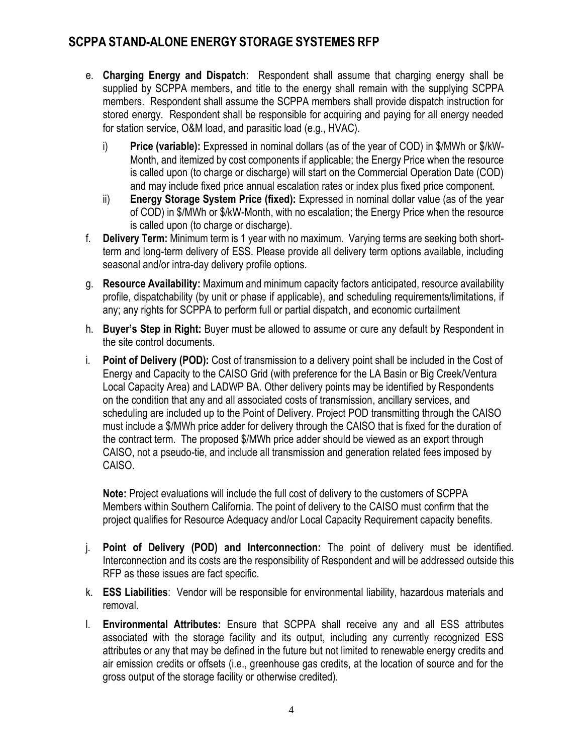e. **Charging Energy and Dispatch**: Respondent shall assume that charging energy shall be supplied by SCPPA members, and title to the energy shall remain with the supplying SCPPA members. Respondent shall assume the SCPPA members shall provide dispatch instruction for stored energy. Respondent shall be responsible for acquiring and paying for all energy needed for station service, O&M load, and parasitic load (e.g., HVAC).

   i) **Price (variable):** Expressed in nominal dollars (as of the year of COD) in $/MWh or $/kW-Month, and itemized by cost components if applicable; the Energy Price when the resource is called upon (to charge or discharge) will start on the Commercial Operation Date (COD) and may include fixed price annual escalation rates or index plus fixed price component.

   ii) **Energy Storage System Price (fixed):** Expressed in nominal dollar value (as of the year of COD) in $/MWh or $/kW-Month, with no escalation; the Energy Price when the resource is called upon (to charge or discharge).

f. **Delivery Term:** Minimum term is 1 year with no maximum. Varying terms are seeking both short-term and long-term delivery of ESS. Please provide all delivery term options available, including seasonal and/or intra-day delivery profile options.

g. **Resource Availability:** Maximum and minimum capacity factors anticipated, resource availability profile, dispatchability (by unit or phase if applicable), and scheduling requirements/limitations, if any; any rights for SCPPA to perform full or partial dispatch, and economic curtailment

h. **Buyer's Step in Right:** Buyer must be allowed to assume or cure any default by Respondent in the site control documents.

i. **Point of Delivery (POD):** Cost of transmission to a delivery point shall be included in the Cost of Energy and Capacity to the CAISO Grid (with preference for the LA Basin or Big Creek/Ventura Local Capacity Area) and LADWP BA. Other delivery points may be identified by Respondents on the condition that any and all associated costs of transmission, ancillary services, and scheduling are included up to the Point of Delivery. Project POD transmitting through the CAISO must include a $/MWh price adder for delivery through the CAISO that is fixed for the duration of the contract term. The proposed $/MWh price adder should be viewed as an export through CAISO, not a pseudo-tie, and include all transmission and generation related fees imposed by CAISO.

   **Note:** Project evaluations will include the full cost of delivery to the customers of SCPPA Members within Southern California. The point of delivery to the CAISO must confirm that the project qualifies for Resource Adequacy and/or Local Capacity Requirement capacity benefits.

j. **Point of Delivery (POD) and Interconnection:** The point of delivery must be identified. Interconnection and its costs are the responsibility of Respondent and will be addressed outside this RFP as these issues are fact specific.

k. **ESS Liabilities**: Vendor will be responsible for environmental liability, hazardous materials and removal.

l. **Environmental Attributes:** Ensure that SCPPA shall receive any and all ESS attributes associated with the storage facility and its output, including any currently recognized ESS attributes or any that may be defined in the future but not limited to renewable energy credits and air emission credits or offsets (i.e., greenhouse gas credits, at the location of source and for the gross output of the storage facility or otherwise credited).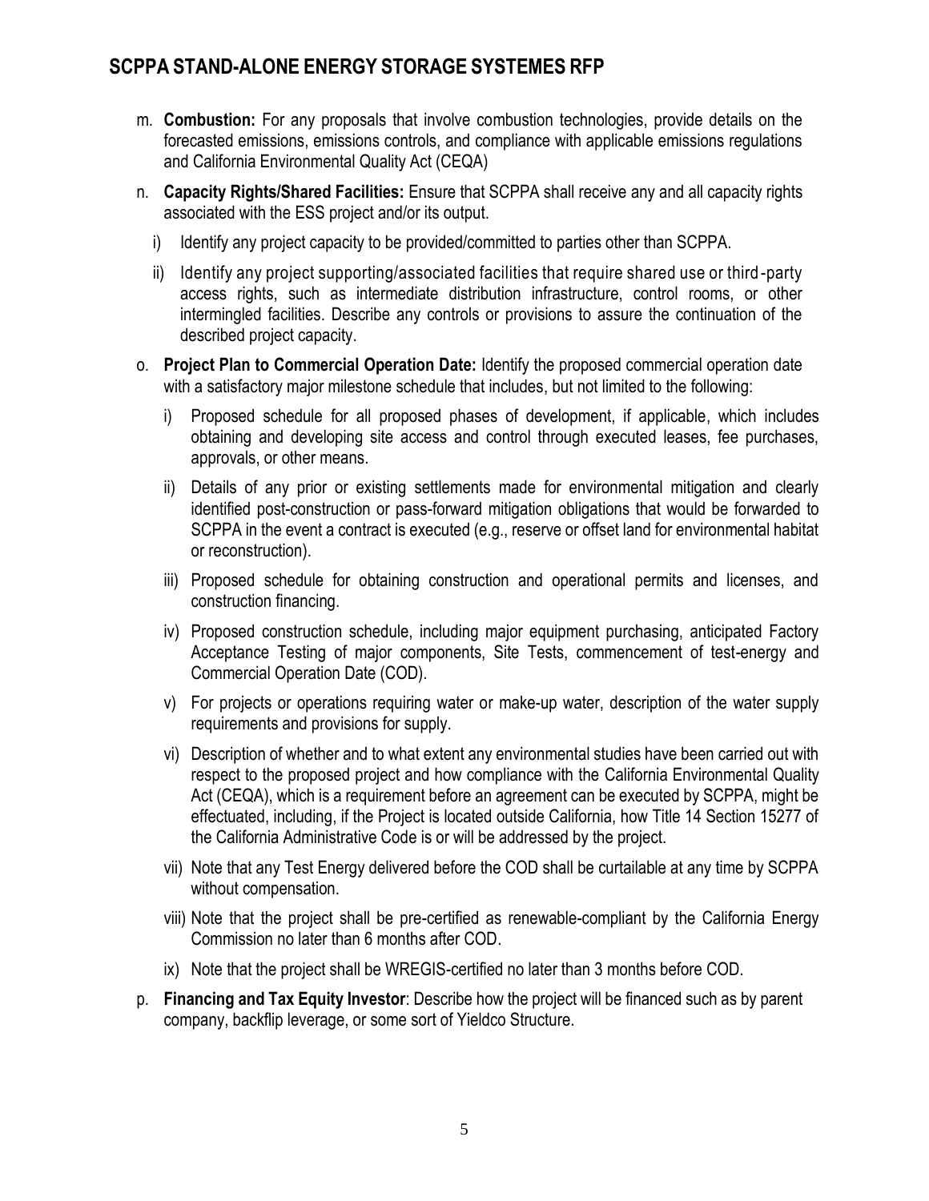m. **Combustion:** For any proposals that involve combustion technologies, provide details on the forecasted emissions, emissions controls, and compliance with applicable emissions regulations and California Environmental Quality Act (CEQA)

n. **Capacity Rights/Shared Facilities:** Ensure that SCPPA shall receive any and all capacity rights associated with the ESS project and/or its output.

   i) Identify any project capacity to be provided/committed to parties other than SCPPA.

   ii) Identify any project supporting/associated facilities that require shared use or third-party access rights, such as intermediate distribution infrastructure, control rooms, or other intermingled facilities. Describe any controls or provisions to assure the continuation of the described project capacity.

o. **Project Plan to Commercial Operation Date:** Identify the proposed commercial operation date with a satisfactory major milestone schedule that includes, but not limited to the following:

   i) Proposed schedule for all proposed phases of development, if applicable, which includes obtaining and developing site access and control through executed leases, fee purchases, approvals, or other means.

   ii) Details of any prior or existing settlements made for environmental mitigation and clearly identified post-construction or pass-forward mitigation obligations that would be forwarded to SCPPA in the event a contract is executed (e.g., reserve or offset land for environmental habitat or reconstruction).

   iii) Proposed schedule for obtaining construction and operational permits and licenses, and construction financing.

   iv) Proposed construction schedule, including major equipment purchasing, anticipated Factory Acceptance Testing of major components, Site Tests, commencement of test-energy and Commercial Operation Date (COD).

   v) For projects or operations requiring water or make-up water, description of the water supply requirements and provisions for supply.

   vi) Description of whether and to what extent any environmental studies have been carried out with respect to the proposed project and how compliance with the California Environmental Quality Act (CEQA), which is a requirement before an agreement can be executed by SCPPA, might be effectuated, including, if the Project is located outside California, how Title 14 Section 15277 of the California Administrative Code is or will be addressed by the project.

   vii) Note that any Test Energy delivered before the COD shall be curtailable at any time by SCPPA without compensation.

   viii) Note that the project shall be pre-certified as renewable-compliant by the California Energy Commission no later than 6 months after COD.

   ix) Note that the project shall be WREGIS-certified no later than 3 months before COD.

p. **Financing and Tax Equity Investor**: Describe how the project will be financed such as by parent company, backflip leverage, or some sort of Yieldco Structure.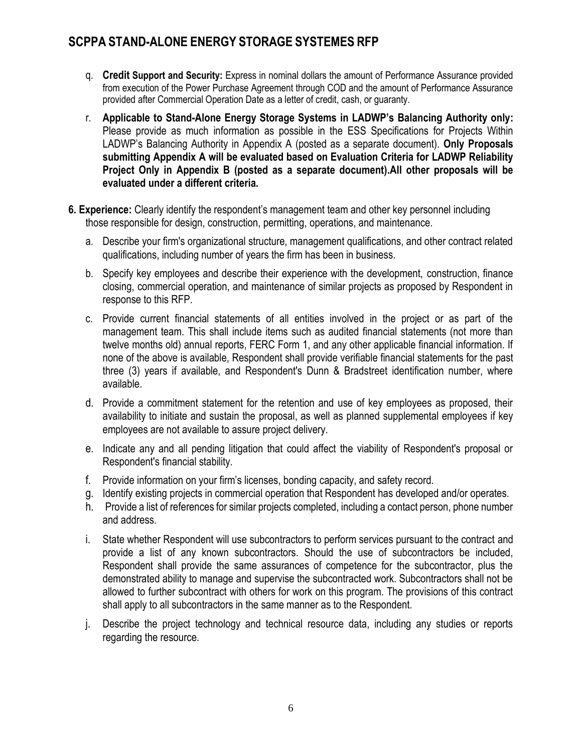q. **Credit Support and Security:** Express in nominal dollars the amount of Performance Assurance provided from execution of the Power Purchase Agreement through COD and the amount of Performance Assurance provided after Commercial Operation Date as a letter of credit, cash, or guaranty.

r. **Applicable to Stand-Alone Energy Storage Systems in LADWP's Balancing Authority only:** Please provide as much information as possible in the ESS Specifications for Projects Within LADWP's Balancing Authority in Appendix A (posted as a separate document). **Only Proposals submitting Appendix A will be evaluated based on Evaluation Criteria for LADWP Reliability Project Only in Appendix B (posted as a separate document).All other proposals will be evaluated under a different criteria.**

**6. Experience:** Clearly identify the respondent's management team and other key personnel including those responsible for design, construction, permitting, operations, and maintenance.

a. Describe your firm's organizational structure, management qualifications, and other contract related qualifications, including number of years the firm has been in business.

b. Specify key employees and describe their experience with the development, construction, finance closing, commercial operation, and maintenance of similar projects as proposed by Respondent in response to this RFP.

c. Provide current financial statements of all entities involved in the project or as part of the management team. This shall include items such as audited financial statements (not more than twelve months old) annual reports, FERC Form 1, and any other applicable financial information. If none of the above is available, Respondent shall provide verifiable financial statements for the past three (3) years if available, and Respondent's Dunn & Bradstreet identification number, where available.

d. Provide a commitment statement for the retention and use of key employees as proposed, their availability to initiate and sustain the proposal, as well as planned supplemental employees if key employees are not available to assure project delivery.

e. Indicate any and all pending litigation that could affect the viability of Respondent's proposal or Respondent's financial stability.

f. Provide information on your firm's licenses, bonding capacity, and safety record.

g. Identify existing projects in commercial operation that Respondent has developed and/or operates.

h. Provide a list of references for similar projects completed, including a contact person, phone number and address.

i. State whether Respondent will use subcontractors to perform services pursuant to the contract and provide a list of any known subcontractors. Should the use of subcontractors be included, Respondent shall provide the same assurances of competence for the subcontractor, plus the demonstrated ability to manage and supervise the subcontracted work. Subcontractors shall not be allowed to further subcontract with others for work on this program. The provisions of this contract shall apply to all subcontractors in the same manner as to the Respondent.

j. Describe the project technology and technical resource data, including any studies or reports regarding the resource.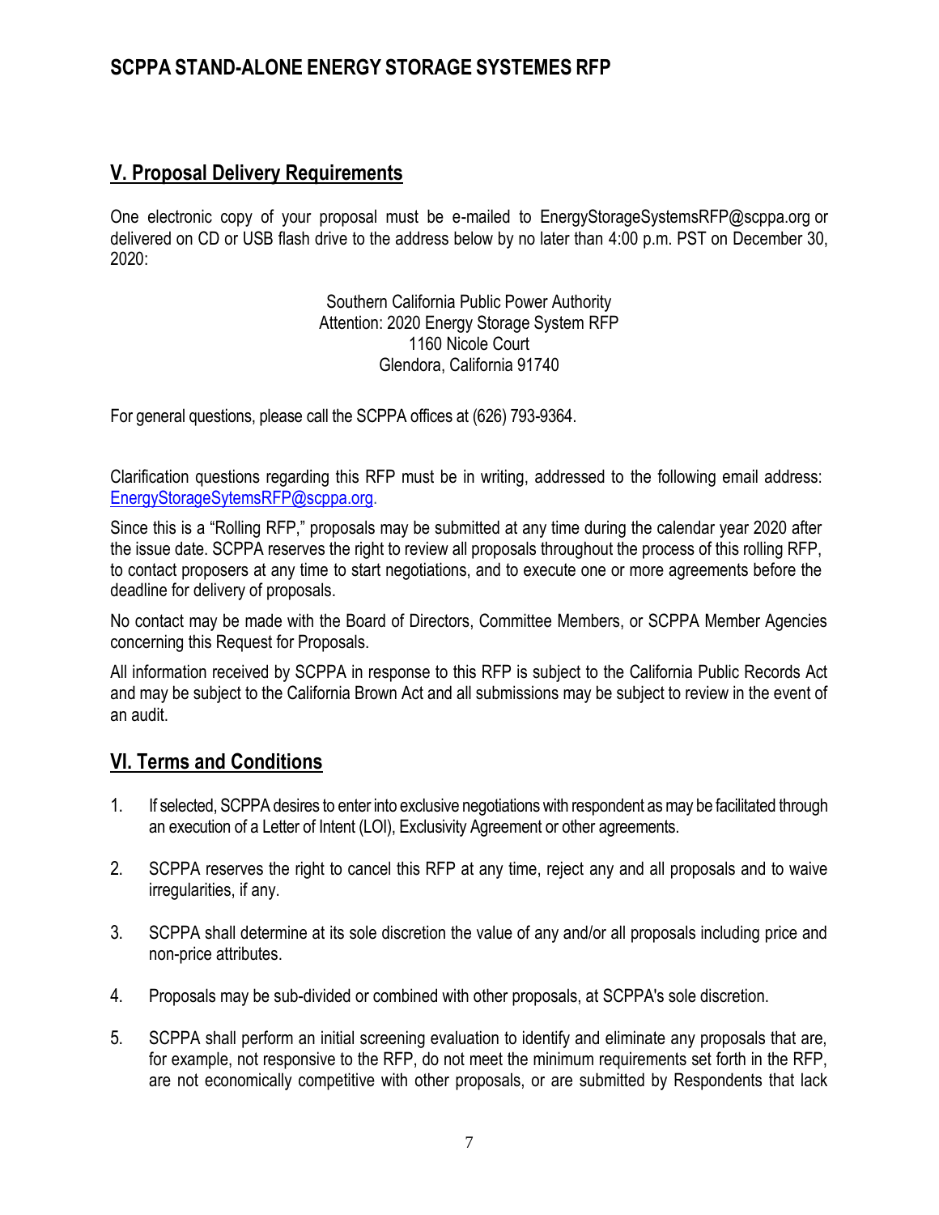## V. Proposal Delivery Requirements

One electronic copy of your proposal must be e-mailed to EnergyStorageSystemsRFP@scppa.org or delivered on CD or USB flash drive to the address below by no later than 4:00 p.m. PST on December 30, 2020:

Southern California Public Power Authority
Attention: 2020 Energy Storage System RFP
1160 Nicole Court
Glendora, California 91740

For general questions, please call the SCPPA offices at (626) 793-9364.

Clarification questions regarding this RFP must be in writing, addressed to the following email address: EnergyStorageSytemsRFP@scppa.org.

Since this is a "Rolling RFP," proposals may be submitted at any time during the calendar year 2020 after the issue date. SCPPA reserves the right to review all proposals throughout the process of this rolling RFP, to contact proposers at any time to start negotiations, and to execute one or more agreements before the deadline for delivery of proposals.

No contact may be made with the Board of Directors, Committee Members, or SCPPA Member Agencies concerning this Request for Proposals.

All information received by SCPPA in response to this RFP is subject to the California Public Records Act and may be subject to the California Brown Act and all submissions may be subject to review in the event of an audit.

## VI. Terms and Conditions

1. If selected, SCPPA desires to enter into exclusive negotiations with respondent as may be facilitated through an execution of a Letter of Intent (LOI), Exclusivity Agreement or other agreements.

2. SCPPA reserves the right to cancel this RFP at any time, reject any and all proposals and to waive irregularities, if any.

3. SCPPA shall determine at its sole discretion the value of any and/or all proposals including price and non-price attributes.

4. Proposals may be sub-divided or combined with other proposals, at SCPPA's sole discretion.

5. SCPPA shall perform an initial screening evaluation to identify and eliminate any proposals that are, for example, not responsive to the RFP, do not meet the minimum requirements set forth in the RFP, are not economically competitive with other proposals, or are submitted by Respondents that lack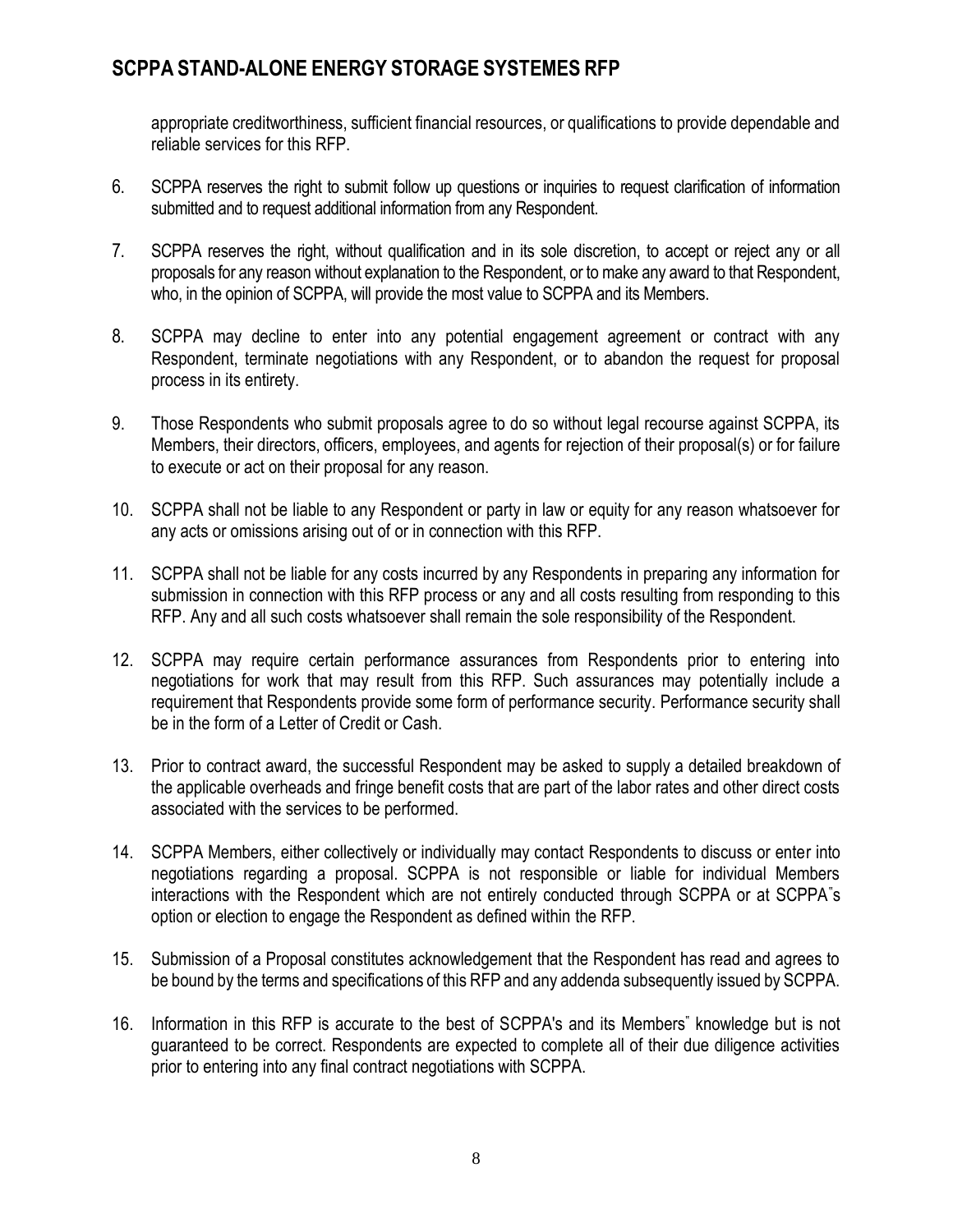appropriate creditworthiness, sufficient financial resources, or qualifications to provide dependable and reliable services for this RFP.

6. SCPPA reserves the right to submit follow up questions or inquiries to request clarification of information submitted and to request additional information from any Respondent.

7. SCPPA reserves the right, without qualification and in its sole discretion, to accept or reject any or all proposals for any reason without explanation to the Respondent, or to make any award to that Respondent, who, in the opinion of SCPPA, will provide the most value to SCPPA and its Members.

8. SCPPA may decline to enter into any potential engagement agreement or contract with any Respondent, terminate negotiations with any Respondent, or to abandon the request for proposal process in its entirety.

9. Those Respondents who submit proposals agree to do so without legal recourse against SCPPA, its Members, their directors, officers, employees, and agents for rejection of their proposal(s) or for failure to execute or act on their proposal for any reason.

10. SCPPA shall not be liable to any Respondent or party in law or equity for any reason whatsoever for any acts or omissions arising out of or in connection with this RFP.

11. SCPPA shall not be liable for any costs incurred by any Respondents in preparing any information for submission in connection with this RFP process or any and all costs resulting from responding to this RFP. Any and all such costs whatsoever shall remain the sole responsibility of the Respondent.

12. SCPPA may require certain performance assurances from Respondents prior to entering into negotiations for work that may result from this RFP. Such assurances may potentially include a requirement that Respondents provide some form of performance security. Performance security shall be in the form of a Letter of Credit or Cash.

13. Prior to contract award, the successful Respondent may be asked to supply a detailed breakdown of the applicable overheads and fringe benefit costs that are part of the labor rates and other direct costs associated with the services to be performed.

14. SCPPA Members, either collectively or individually may contact Respondents to discuss or enter into negotiations regarding a proposal. SCPPA is not responsible or liable for individual Members interactions with the Respondent which are not entirely conducted through SCPPA or at SCPPA"s option or election to engage the Respondent as defined within the RFP.

15. Submission of a Proposal constitutes acknowledgement that the Respondent has read and agrees to be bound by the terms and specifications of this RFP and any addenda subsequently issued by SCPPA.

16. Information in this RFP is accurate to the best of SCPPA's and its Members" knowledge but is not guaranteed to be correct. Respondents are expected to complete all of their due diligence activities prior to entering into any final contract negotiations with SCPPA.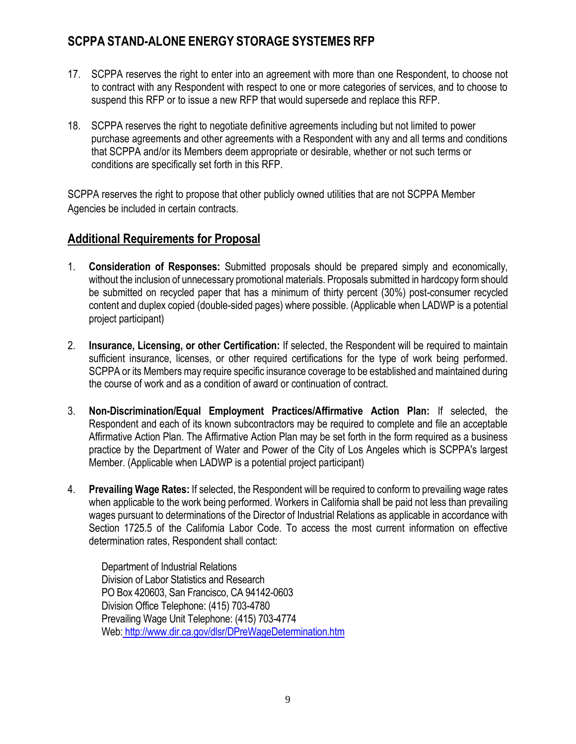17. SCPPA reserves the right to enter into an agreement with more than one Respondent, to choose not to contract with any Respondent with respect to one or more categories of services, and to choose to suspend this RFP or to issue a new RFP that would supersede and replace this RFP.

18. SCPPA reserves the right to negotiate definitive agreements including but not limited to power purchase agreements and other agreements with a Respondent with any and all terms and conditions that SCPPA and/or its Members deem appropriate or desirable, whether or not such terms or conditions are specifically set forth in this RFP.

SCPPA reserves the right to propose that other publicly owned utilities that are not SCPPA Member Agencies be included in certain contracts.

## Additional Requirements for Proposal

1. **Consideration of Responses:** Submitted proposals should be prepared simply and economically, without the inclusion of unnecessary promotional materials. Proposals submitted in hardcopy form should be submitted on recycled paper that has a minimum of thirty percent (30%) post-consumer recycled content and duplex copied (double-sided pages) where possible. (Applicable when LADWP is a potential project participant)

2. **Insurance, Licensing, or other Certification:** If selected, the Respondent will be required to maintain sufficient insurance, licenses, or other required certifications for the type of work being performed. SCPPA or its Members may require specific insurance coverage to be established and maintained during the course of work and as a condition of award or continuation of contract.

3. **Non-Discrimination/Equal Employment Practices/Affirmative Action Plan:** If selected, the Respondent and each of its known subcontractors may be required to complete and file an acceptable Affirmative Action Plan. The Affirmative Action Plan may be set forth in the form required as a business practice by the Department of Water and Power of the City of Los Angeles which is SCPPA's largest Member. (Applicable when LADWP is a potential project participant)

4. **Prevailing Wage Rates:** If selected, the Respondent will be required to conform to prevailing wage rates when applicable to the work being performed. Workers in California shall be paid not less than prevailing wages pursuant to determinations of the Director of Industrial Relations as applicable in accordance with Section 1725.5 of the California Labor Code. To access the most current information on effective determination rates, Respondent shall contact:

   Department of Industrial Relations
   Division of Labor Statistics and Research
   PO Box 420603, San Francisco, CA 94142-0603
   Division Office Telephone: (415) 703-4780
   Prevailing Wage Unit Telephone: (415) 703-4774
   Web: http://www.dir.ca.gov/dlsr/DPreWageDetermination.htm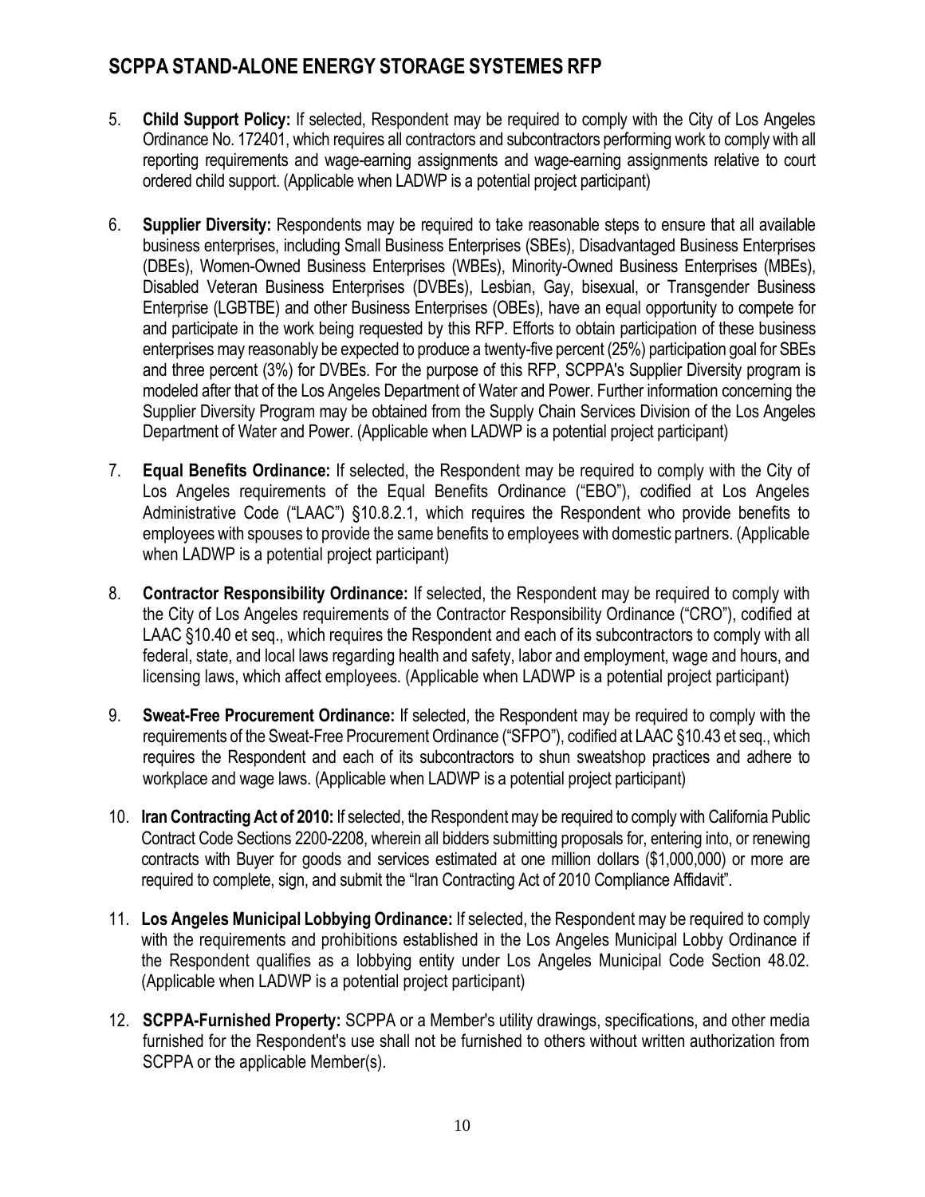5. **Child Support Policy:** If selected, Respondent may be required to comply with the City of Los Angeles Ordinance No. 172401, which requires all contractors and subcontractors performing work to comply with all reporting requirements and wage-earning assignments and wage-earning assignments relative to court ordered child support. (Applicable when LADWP is a potential project participant)

6. **Supplier Diversity:** Respondents may be required to take reasonable steps to ensure that all available business enterprises, including Small Business Enterprises (SBEs), Disadvantaged Business Enterprises (DBEs), Women-Owned Business Enterprises (WBEs), Minority-Owned Business Enterprises (MBEs), Disabled Veteran Business Enterprises (DVBEs), Lesbian, Gay, bisexual, or Transgender Business Enterprise (LGBTBE) and other Business Enterprises (OBEs), have an equal opportunity to compete for and participate in the work being requested by this RFP. Efforts to obtain participation of these business enterprises may reasonably be expected to produce a twenty-five percent (25%) participation goal for SBEs and three percent (3%) for DVBEs. For the purpose of this RFP, SCPPA's Supplier Diversity program is modeled after that of the Los Angeles Department of Water and Power. Further information concerning the Supplier Diversity Program may be obtained from the Supply Chain Services Division of the Los Angeles Department of Water and Power. (Applicable when LADWP is a potential project participant)

7. **Equal Benefits Ordinance:** If selected, the Respondent may be required to comply with the City of Los Angeles requirements of the Equal Benefits Ordinance ("EBO"), codified at Los Angeles Administrative Code ("LAAC") §10.8.2.1, which requires the Respondent who provide benefits to employees with spouses to provide the same benefits to employees with domestic partners. (Applicable when LADWP is a potential project participant)

8. **Contractor Responsibility Ordinance:** If selected, the Respondent may be required to comply with the City of Los Angeles requirements of the Contractor Responsibility Ordinance ("CRO"), codified at LAAC §10.40 et seq., which requires the Respondent and each of its subcontractors to comply with all federal, state, and local laws regarding health and safety, labor and employment, wage and hours, and licensing laws, which affect employees. (Applicable when LADWP is a potential project participant)

9. **Sweat-Free Procurement Ordinance:** If selected, the Respondent may be required to comply with the requirements of the Sweat-Free Procurement Ordinance ("SFPO"), codified at LAAC §10.43 et seq., which requires the Respondent and each of its subcontractors to shun sweatshop practices and adhere to workplace and wage laws. (Applicable when LADWP is a potential project participant)

10. **Iran Contracting Act of 2010:** If selected, the Respondent may be required to comply with California Public Contract Code Sections 2200-2208, wherein all bidders submitting proposals for, entering into, or renewing contracts with Buyer for goods and services estimated at one million dollars ($1,000,000) or more are required to complete, sign, and submit the "Iran Contracting Act of 2010 Compliance Affidavit".

11. **Los Angeles Municipal Lobbying Ordinance:** If selected, the Respondent may be required to comply with the requirements and prohibitions established in the Los Angeles Municipal Lobby Ordinance if the Respondent qualifies as a lobbying entity under Los Angeles Municipal Code Section 48.02. (Applicable when LADWP is a potential project participant)

12. **SCPPA-Furnished Property:** SCPPA or a Member's utility drawings, specifications, and other media furnished for the Respondent's use shall not be furnished to others without written authorization from SCPPA or the applicable Member(s).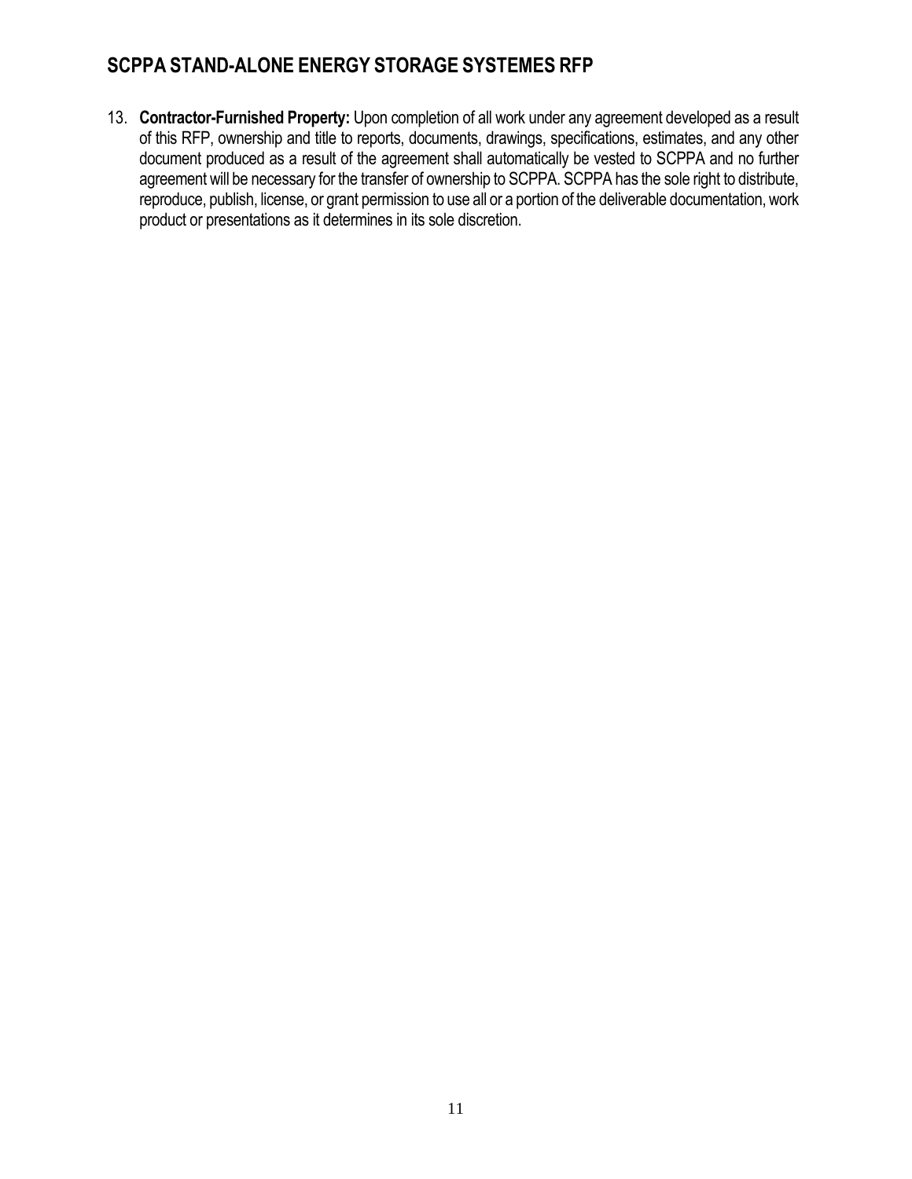13. **Contractor-Furnished Property:** Upon completion of all work under any agreement developed as a result of this RFP, ownership and title to reports, documents, drawings, specifications, estimates, and any other document produced as a result of the agreement shall automatically be vested to SCPPA and no further agreement will be necessary for the transfer of ownership to SCPPA. SCPPA has the sole right to distribute, reproduce, publish, license, or grant permission to use all or a portion of the deliverable documentation, work product or presentations as it determines in its sole discretion.